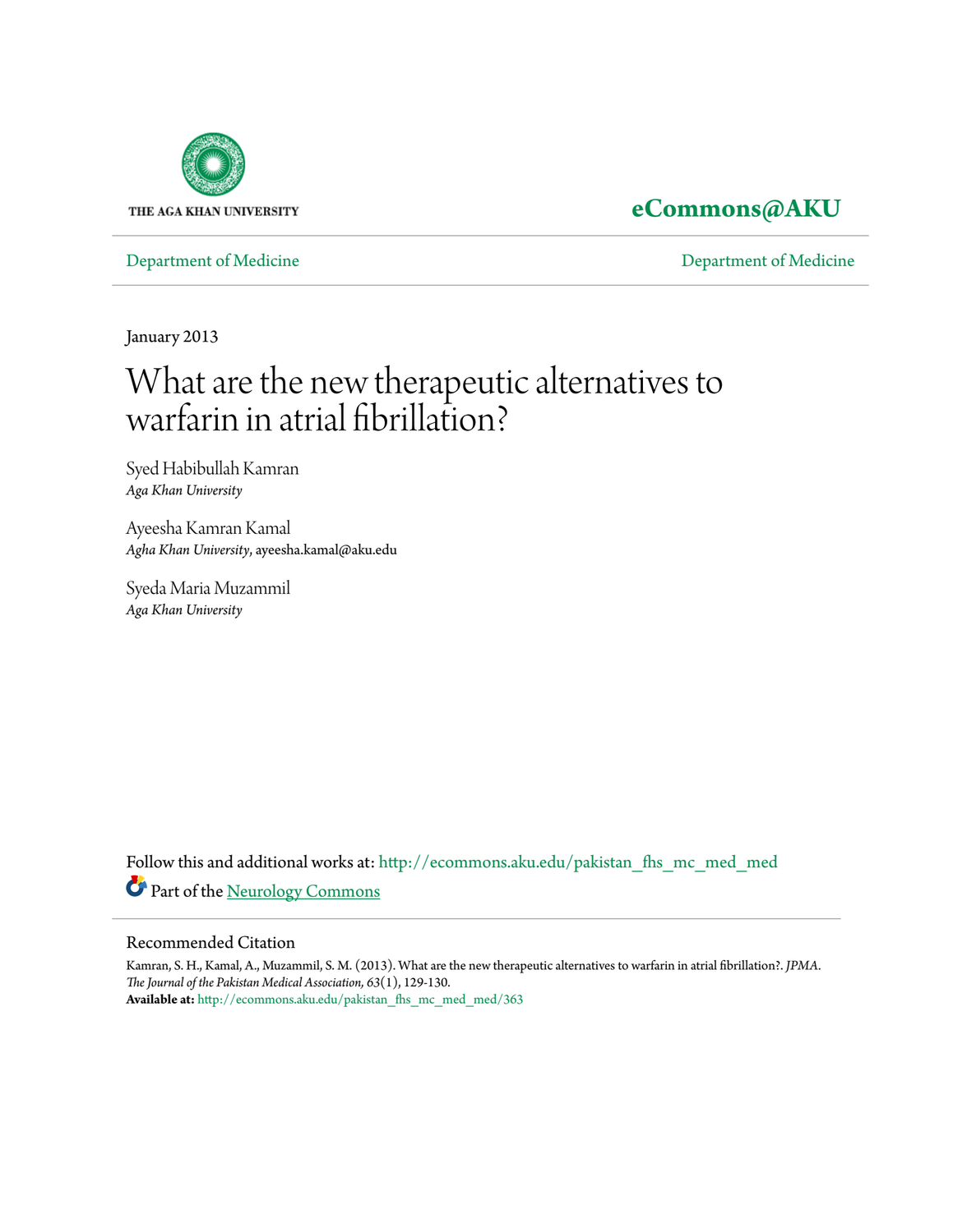THE AGA KHAN UNIVERSITY

eCommons@AKU

Department of Medicine

Department of Medicine

January 2013

# What are the new therapeutic alternatives to warfarin in atrial fibrillation?

Syed Habibullah Kamran
*Aga Khan University*

Ayeesha Kamran Kamal
*Agha Khan University*, ayeesha.kamal@aku.edu

Syeda Maria Muzammil
*Aga Khan University*

Follow this and additional works at: http://ecommons.aku.edu/pakistan_fhs_mc_med_med

Part of the Neurology Commons

## Recommended Citation

Kamran, S. H., Kamal, A., Muzammil, S. M. (2013). What are the new therapeutic alternatives to warfarin in atrial fibrillation?. *JPMA. The Journal of the Pakistan Medical Association, 63*(1), 129-130.
**Available at:** http://ecommons.aku.edu/pakistan_fhs_mc_med_med/363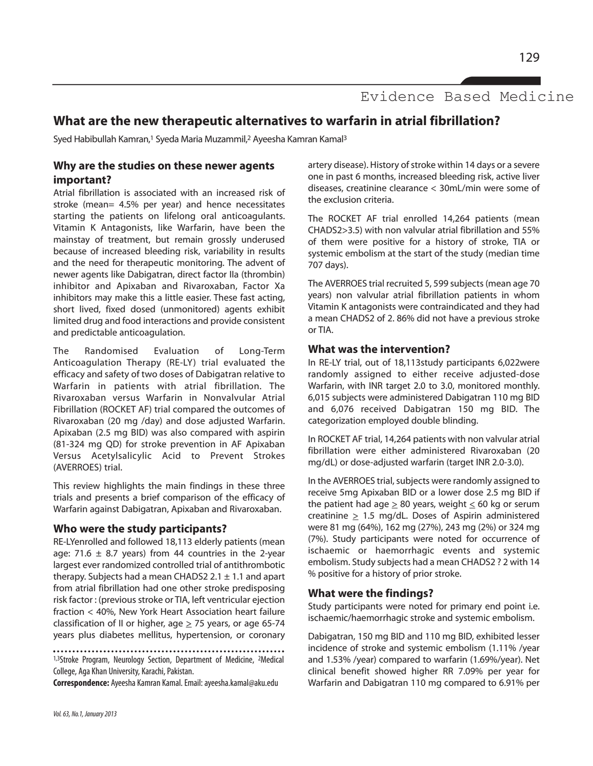Evidence Based Medicine

# What are the new therapeutic alternatives to warfarin in atrial fibrillation?

Syed Habibullah Kamran,[1] Syeda Maria Muzammil,[2] Ayeesha Kamran Kamal[3]

## Why are the studies on these newer agents important?

Atrial fibrillation is associated with an increased risk of stroke (mean= 4.5% per year) and hence necessitates starting the patients on lifelong oral anticoagulants. Vitamin K Antagonists, like Warfarin, have been the mainstay of treatment, but remain grossly underused because of increased bleeding risk, variability in results and the need for therapeutic monitoring. The advent of newer agents like Dabigatran, direct factor IIa (thrombin) inhibitor and Apixaban and Rivaroxaban, Factor Xa inhibitors may make this a little easier. These fast acting, short lived, fixed dosed (unmonitored) agents exhibit limited drug and food interactions and provide consistent and predictable anticoagulation.

The Randomised Evaluation of Long-Term Anticoagulation Therapy (RE-LY) trial evaluated the efficacy and safety of two doses of Dabigatran relative to Warfarin in patients with atrial fibrillation. The Rivaroxaban versus Warfarin in Nonvalvular Atrial Fibrillation (ROCKET AF) trial compared the outcomes of Rivaroxaban (20 mg /day) and dose adjusted Warfarin. Apixaban (2.5 mg BID) was also compared with aspirin (81-324 mg QD) for stroke prevention in AF Apixaban Versus Acetylsalicylic Acid to Prevent Strokes (AVERROES) trial.

This review highlights the main findings in these three trials and presents a brief comparison of the efficacy of Warfarin against Dabigatran, Apixaban and Rivaroxaban.

## Who were the study participants?

RE-LYenrolled and followed 18,113 elderly patients (mean age: 71.6 ± 8.7 years) from 44 countries in the 2-year largest ever randomized controlled trial of antithrombotic therapy. Subjects had a mean CHADS2 2.1 ± 1.1 and apart from atrial fibrillation had one other stroke predisposing risk factor : (previous stroke or TIA, left ventricular ejection fraction < 40%, New York Heart Association heart failure classification of II or higher, age ≥ 75 years, or age 65-74 years plus diabetes mellitus, hypertension, or coronary artery disease). History of stroke within 14 days or a severe one in past 6 months, increased bleeding risk, active liver diseases, creatinine clearance < 30mL/min were some of the exclusion criteria.

The ROCKET AF trial enrolled 14,264 patients (mean CHADS2>3.5) with non valvular atrial fibrillation and 55% of them were positive for a history of stroke, TIA or systemic embolism at the start of the study (median time 707 days).

The AVERROES trial recruited 5, 599 subjects (mean age 70 years) non valvular atrial fibrillation patients in whom Vitamin K antagonists were contraindicated and they had a mean CHADS2 of 2. 86% did not have a previous stroke or TIA.

## What was the intervention?

In RE-LY trial, out of 18,113study participants 6,022were randomly assigned to either receive adjusted-dose Warfarin, with INR target 2.0 to 3.0, monitored monthly. 6,015 subjects were administered Dabigatran 110 mg BID and 6,076 received Dabigatran 150 mg BID. The categorization employed double blinding.

In ROCKET AF trial, 14,264 patients with non valvular atrial fibrillation were either administered Rivaroxaban (20 mg/dL) or dose-adjusted warfarin (target INR 2.0-3.0).

In the AVERROES trial, subjects were randomly assigned to receive 5mg Apixaban BID or a lower dose 2.5 mg BID if the patient had age ≥ 80 years, weight ≤ 60 kg or serum creatinine ≥ 1.5 mg/dL. Doses of Aspirin administered were 81 mg (64%), 162 mg (27%), 243 mg (2%) or 324 mg (7%). Study participants were noted for occurrence of ischaemic or haemorrhagic events and systemic embolism. Study subjects had a mean CHADS2 ? 2 with 14 % positive for a history of prior stroke.

## What were the findings?

Study participants were noted for primary end point i.e. ischaemic/haemorrhagic stroke and systemic embolism.

Dabigatran, 150 mg BID and 110 mg BID, exhibited lesser incidence of stroke and systemic embolism (1.11% /year and 1.53% /year) compared to warfarin (1.69%/year). Net clinical benefit showed higher RR 7.09% per year for Warfarin and Dabigatran 110 mg compared to 6.91% per

---

[1,3]Stroke Program, Neurology Section, Department of Medicine, [2]Medical College, Aga Khan University, Karachi, Pakistan.

**Correspondence:** Ayeesha Kamran Kamal. Email: ayeesha.kamal@aku.edu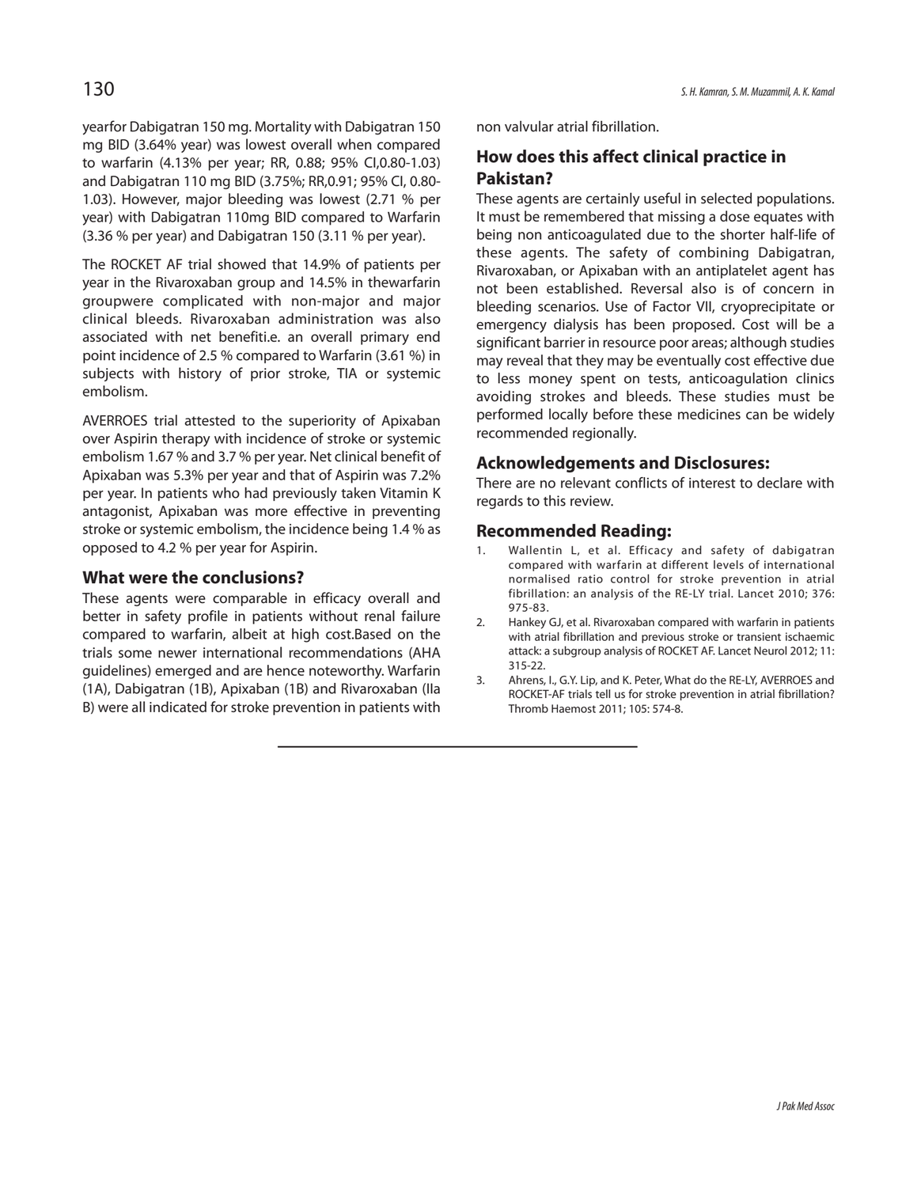yearfor Dabigatran 150 mg. Mortality with Dabigatran 150 mg BID (3.64% year) was lowest overall when compared to warfarin (4.13% per year; RR, 0.88; 95% CI,0.80-1.03) and Dabigatran 110 mg BID (3.75%; RR,0.91; 95% CI, 0.80-1.03). However, major bleeding was lowest (2.71 % per year) with Dabigatran 110mg BID compared to Warfarin (3.36 % per year) and Dabigatran 150 (3.11 % per year).

The ROCKET AF trial showed that 14.9% of patients per year in the Rivaroxaban group and 14.5% in thewarfarin groupwere complicated with non-major and major clinical bleeds. Rivaroxaban administration was also associated with net benefiti.e. an overall primary end point incidence of 2.5 % compared to Warfarin (3.61 %) in subjects with history of prior stroke, TIA or systemic embolism.

AVERROES trial attested to the superiority of Apixaban over Aspirin therapy with incidence of stroke or systemic embolism 1.67 % and 3.7 % per year. Net clinical benefit of Apixaban was 5.3% per year and that of Aspirin was 7.2% per year. In patients who had previously taken Vitamin K antagonist, Apixaban was more effective in preventing stroke or systemic embolism, the incidence being 1.4 % as opposed to 4.2 % per year for Aspirin.

## What were the conclusions?

These agents were comparable in efficacy overall and better in safety profile in patients without renal failure compared to warfarin, albeit at high cost.Based on the trials some newer international recommendations (AHA guidelines) emerged and are hence noteworthy. Warfarin (1A), Dabigatran (1B), Apixaban (1B) and Rivaroxaban (IIa B) were all indicated for stroke prevention in patients with non valvular atrial fibrillation.

## How does this affect clinical practice in Pakistan?

These agents are certainly useful in selected populations. It must be remembered that missing a dose equates with being non anticoagulated due to the shorter half-life of these agents. The safety of combining Dabigatran, Rivaroxaban, or Apixaban with an antiplatelet agent has not been established. Reversal also is of concern in bleeding scenarios. Use of Factor VII, cryoprecipitate or emergency dialysis has been proposed. Cost will be a significant barrier in resource poor areas; although studies may reveal that they may be eventually cost effective due to less money spent on tests, anticoagulation clinics avoiding strokes and bleeds. These studies must be performed locally before these medicines can be widely recommended regionally.

## Acknowledgements and Disclosures:

There are no relevant conflicts of interest to declare with regards to this review.

## Recommended Reading:

1. Wallentin L, et al. Efficacy and safety of dabigatran compared with warfarin at different levels of international normalised ratio control for stroke prevention in atrial fibrillation: an analysis of the RE-LY trial. Lancet 2010; 376: 975-83.
2. Hankey GJ, et al. Rivaroxaban compared with warfarin in patients with atrial fibrillation and previous stroke or transient ischaemic attack: a subgroup analysis of ROCKET AF. Lancet Neurol 2012; 11: 315-22.
3. Ahrens, I., G.Y. Lip, and K. Peter, What do the RE-LY, AVERROES and ROCKET-AF trials tell us for stroke prevention in atrial fibrillation? Thromb Haemost 2011; 105: 574-8.